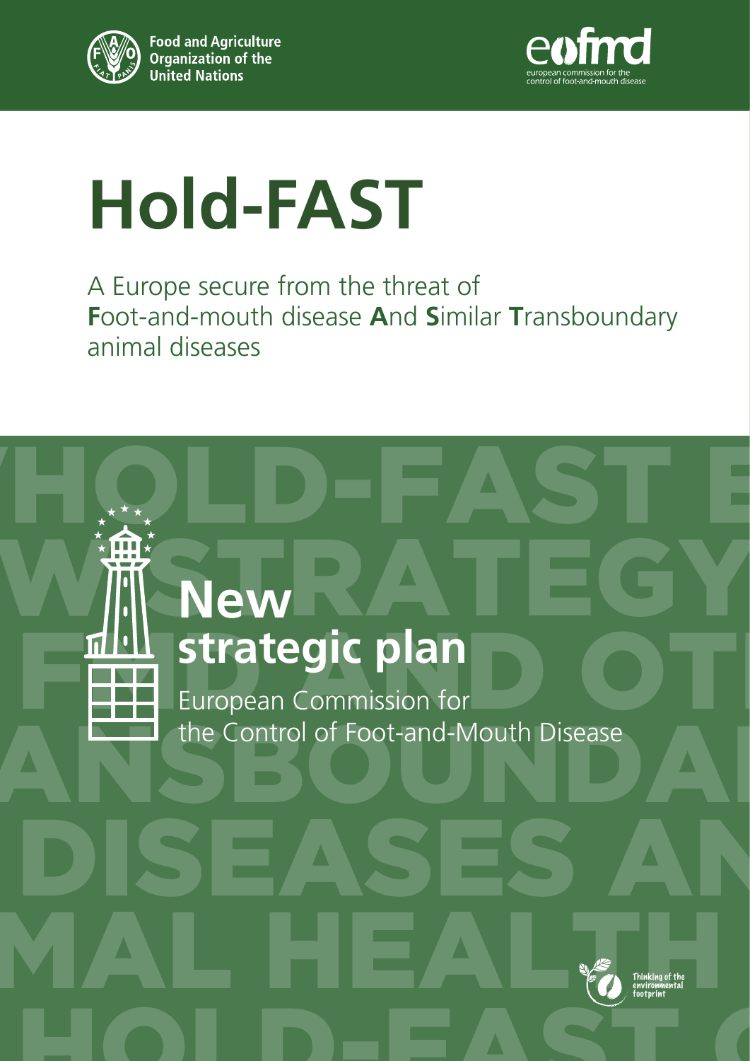Food and Agriculture Organization of the United Nations

eufmd
european commission for the control of foot-and-mouth disease

# Hold-FAST

A Europe secure from the threat of **F**oot-and-mouth disease **A**nd **S**imilar **T**ransboundary animal diseases

## New strategic plan

European Commission for the Control of Foot-and-Mouth Disease

Thinking of the environmental footprint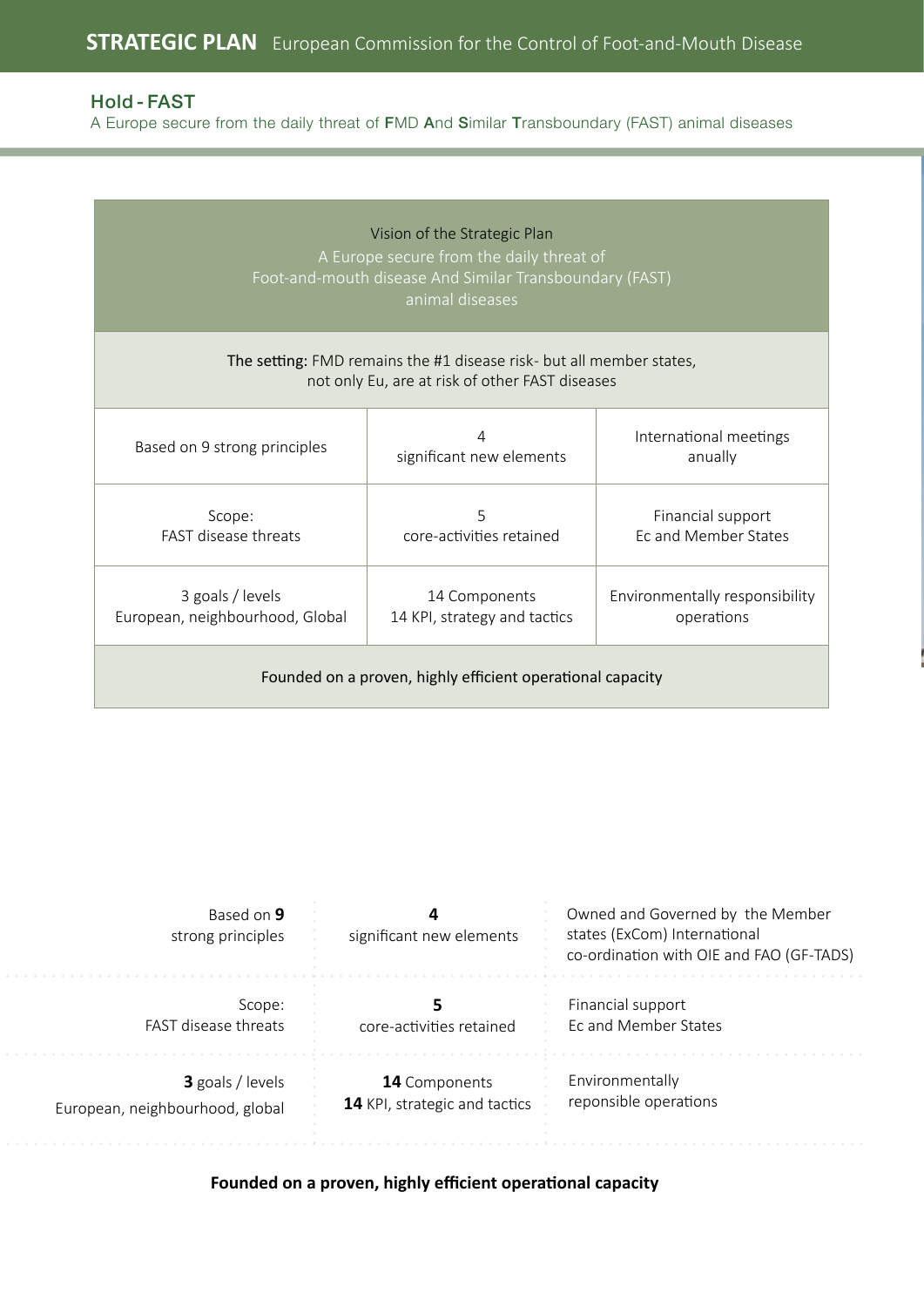## Hold - FAST

A Europe secure from the daily threat of **F**MD **A**nd **S**imilar **T**ransboundary (FAST) animal diseases

| Vision of the Strategic Plan<br>A Europe secure from the daily threat of<br>Foot-and-mouth disease And Similar Transboundary (FAST)<br>animal diseases | | |
|---|---|---|
| **The setting:** FMD remains the #1 disease risk- but all member states, not only Eu, are at risk of other FAST diseases | | |
| Based on 9 strong principles | 4<br>significant new elements | International meetings anually |
| Scope:<br>FAST disease threats | 5<br>core-activities retained | Financial support<br>Ec and Member States |
| 3 goals / levels<br>European, neighbourhood, Global | 14 Components<br>14 KPI, strategy and tactics | Environmentally responsibility operations |
| Founded on a proven, highly efficient operational capacity | | |

| | | |
|---|---|---|
| Based on **9** strong principles | **4** significant new elements | Owned and Governed by the Member states (ExCom) International co-ordination with OIE and FAO (GF-TADS) |
| Scope:<br>FAST disease threats | **5** core-activities retained | Financial support<br>Ec and Member States |
| **3** goals / levels<br>European, neighbourhood, global | **14** Components<br>**14** KPI, strategic and tactics | Environmentally reponsible operations |

**Founded on a proven, highly efficient operational capacity**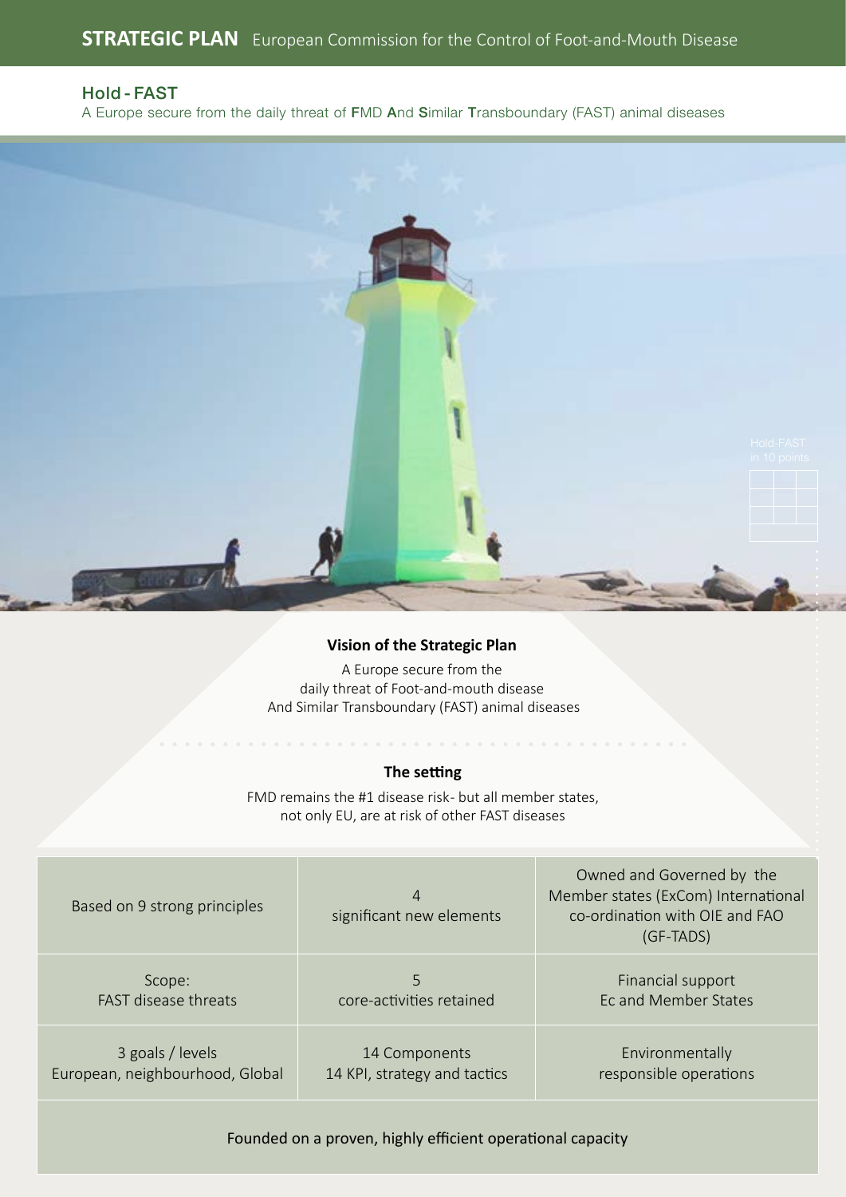## Hold - FAST

A Europe secure from the daily threat of **F**MD **A**nd **S**imilar **T**ransboundary (FAST) animal diseases

Hold-FAST in 10 points

### Vision of the Strategic Plan

A Europe secure from the daily threat of Foot-and-mouth disease And Similar Transboundary (FAST) animal diseases

### The setting

FMD remains the #1 disease risk- but all member states, not only EU, are at risk of other FAST diseases

| | | |
|---|---|---|
| Based on 9 strong principles | 4<br>significant new elements | Owned and Governed by the Member states (ExCom) International co-ordination with OIE and FAO (GF-TADS) |
| Scope:<br>FAST disease threats | 5<br>core-activities retained | Financial support<br>Ec and Member States |
| 3 goals / levels<br>European, neighbourhood, Global | 14 Components<br>14 KPI, strategy and tactics | Environmentally responsible operations |
| Founded on a proven, highly efficient operational capacity | | |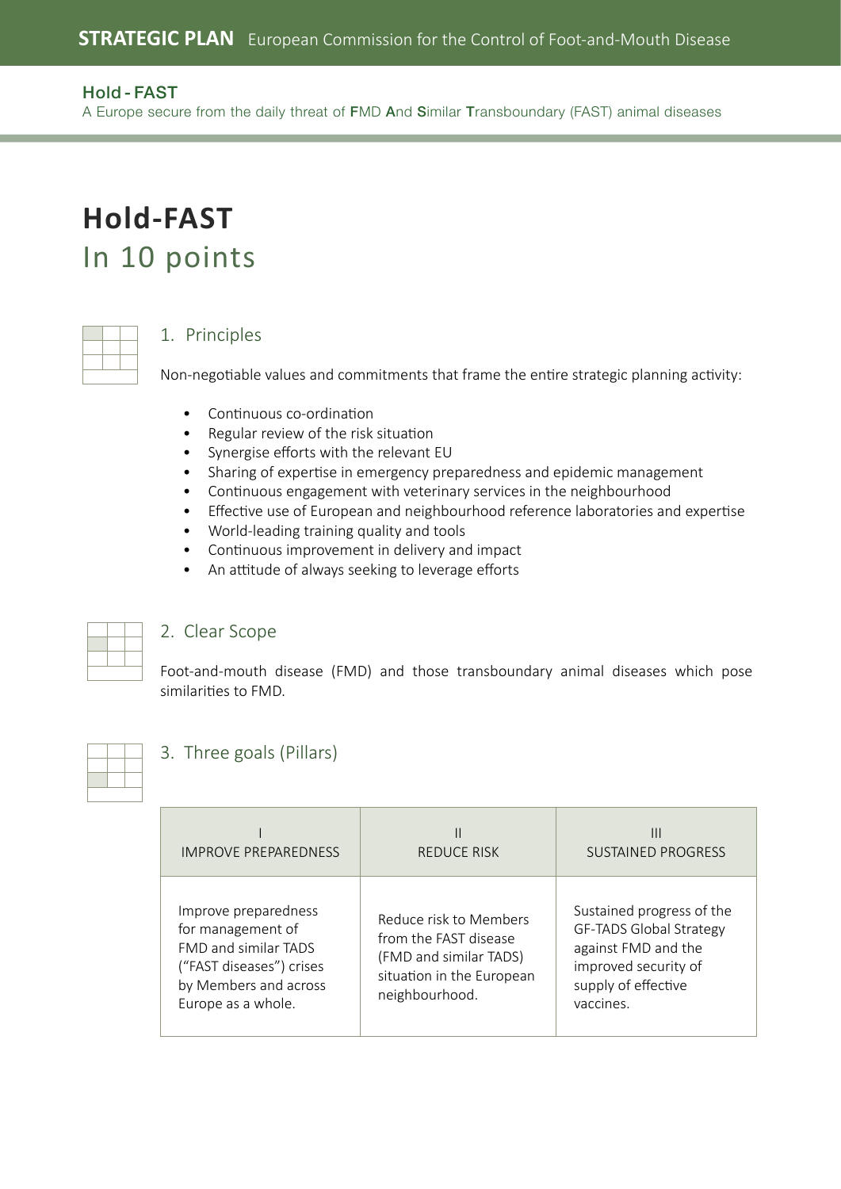# Hold-FAST

## In 10 points

### 1. Principles

Non-negotiable values and commitments that frame the entire strategic planning activity:

- Continuous co-ordination
- Regular review of the risk situation
- Synergise efforts with the relevant EU
- Sharing of expertise in emergency preparedness and epidemic management
- Continuous engagement with veterinary services in the neighbourhood
- Effective use of European and neighbourhood reference laboratories and expertise
- World-leading training quality and tools
- Continuous improvement in delivery and impact
- An attitude of always seeking to leverage efforts

### 2. Clear Scope

Foot-and-mouth disease (FMD) and those transboundary animal diseases which pose similarities to FMD.

### 3. Three goals (Pillars)

| I<br>IMPROVE PREPAREDNESS | II<br>REDUCE RISK | III<br>SUSTAINED PROGRESS |
|---|---|---|
| Improve preparedness for management of FMD and similar TADS ("FAST diseases") crises by Members and across Europe as a whole. | Reduce risk to Members from the FAST disease (FMD and similar TADS) situation in the European neighbourhood. | Sustained progress of the GF-TADS Global Strategy against FMD and the improved security of supply of effective vaccines. |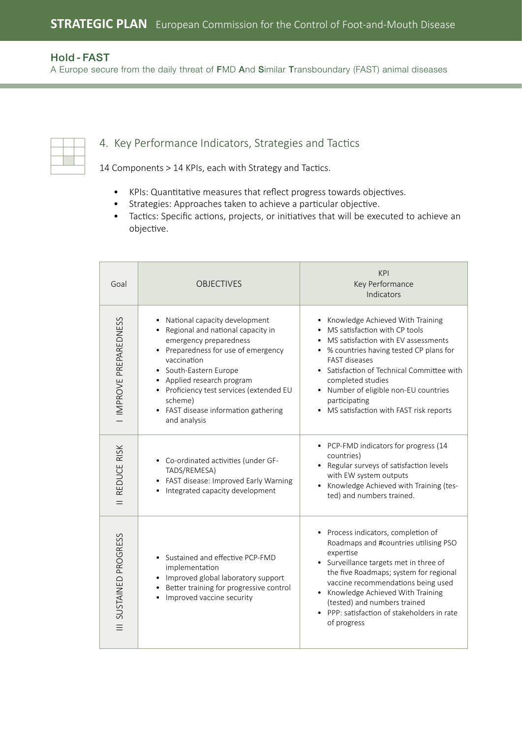## 4. Key Performance Indicators, Strategies and Tactics

14 Components > 14 KPIs, each with Strategy and Tactics.

- KPIs: Quantitative measures that reflect progress towards objectives.
- Strategies: Approaches taken to achieve a particular objective.
- Tactics: Specific actions, projects, or initiatives that will be executed to achieve an objective.

| Goal | OBJECTIVES | KPI Key Performance Indicators |
|---|---|---|
| I IMPROVE PREPAREDNESS | • National capacity development<br>• Regional and national capacity in emergency preparedness<br>• Preparedness for use of emergency vaccination<br>• South-Eastern Europe<br>• Applied research program<br>• Proficiency test services (extended EU scheme)<br>• FAST disease information gathering and analysis | • Knowledge Achieved With Training<br>• MS satisfaction with CP tools<br>• MS satisfaction with EV assessments<br>• % countries having tested CP plans for FAST diseases<br>• Satisfaction of Technical Committee with completed studies<br>• Number of eligible non-EU countries participating<br>• MS satisfaction with FAST risk reports |
| II REDUCE RISK | • Co-ordinated activities (under GF-TADS/REMESA)<br>• FAST disease: Improved Early Warning<br>• Integrated capacity development | • PCP-FMD indicators for progress (14 countries)<br>• Regular surveys of satisfaction levels with EW system outputs<br>• Knowledge Achieved with Training (tested) and numbers trained. |
| III SUSTAINED PROGRESS | • Sustained and effective PCP-FMD implementation<br>• Improved global laboratory support<br>• Better training for progressive control<br>• Improved vaccine security | • Process indicators, completion of Roadmaps and #countries utilising PSO expertise<br>• Surveillance targets met in three of the five Roadmaps; system for regional vaccine recommendations being used<br>• Knowledge Achieved With Training (tested) and numbers trained<br>• PPP: satisfaction of stakeholders in rate of progress |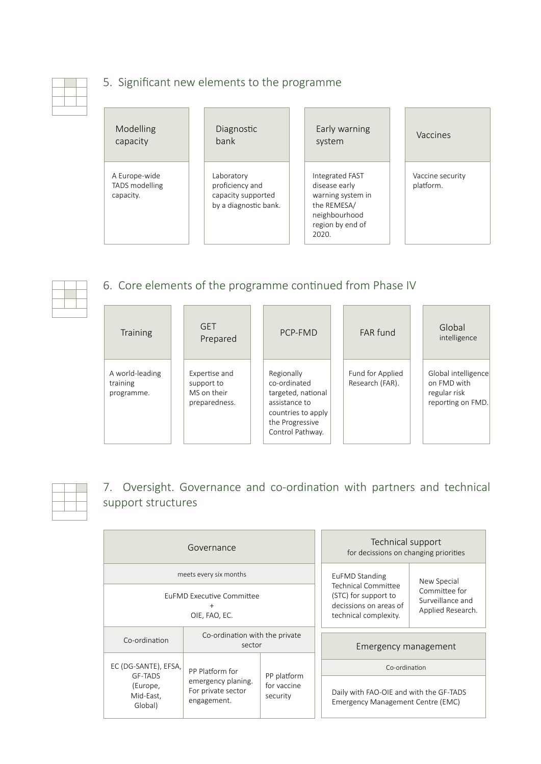## 5. Significant new elements to the programme

| Modelling capacity | Diagnostic bank | Early warning system | Vaccines |
|---|---|---|---|
| A Europe-wide TADS modelling capacity. | Laboratory proficiency and capacity supported by a diagnostic bank. | Integrated FAST disease early warning system in the REMESA/ neighbourhood region by end of 2020. | Vaccine security platform. |

## 6. Core elements of the programme continued from Phase IV

| Training | GET Prepared | PCP-FMD | FAR fund | Global intelligence |
|---|---|---|---|---|
| A world-leading training programme. | Expertise and support to MS on their preparedness. | Regionally co-ordinated targeted, national assistance to countries to apply the Progressive Control Pathway. | Fund for Applied Research (FAR). | Global intelligence on FMD with regular risk reporting on FMD. |

## 7. Oversight. Governance and co-ordination with partners and technical support structures

| Governance | | |
|---|---|---|
| meets every six months | | |
| EuFMD Executive Committee + OIE, FAO, EC. | | |
| Co-ordination | Co-ordination with the private sector | |
| EC (DG-SANTE), EFSA, GF-TADS (Europe, Mid-East, Global) | PP Platform for emergency planing. For private sector engagement. | PP platform for vaccine security |

| Technical support for decissions on changing priorities | |
|---|---|
| EuFMD Standing Technical Committee (STC) for support to decissions on areas of technical complexity. | New Special Committee for Surveillance and Applied Research. |

| Emergency management |
|---|
| Co-ordination |
| Daily with FAO-OIE and with the GF-TADS Emergency Management Centre (EMC) |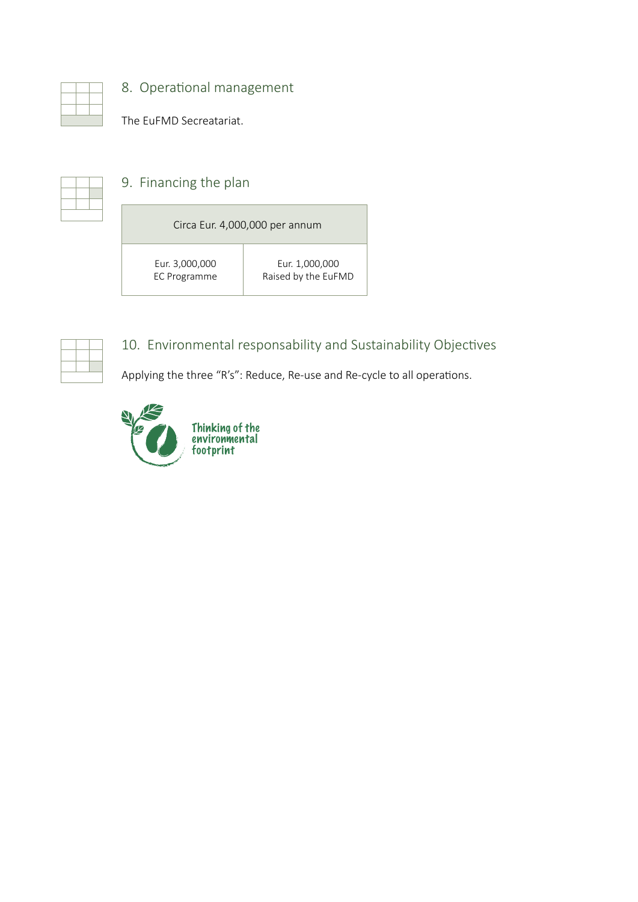## 8. Operational management

The EuFMD Secreatariat.

## 9. Financing the plan

| Circa Eur. 4,000,000 per annum | |
|---|---|
| Eur. 3,000,000<br>EC Programme | Eur. 1,000,000<br>Raised by the EuFMD |

## 10. Environmental responsability and Sustainability Objectives

Applying the three "R's": Reduce, Re-use and Re-cycle to all operations.

Thinking of the environmental footprint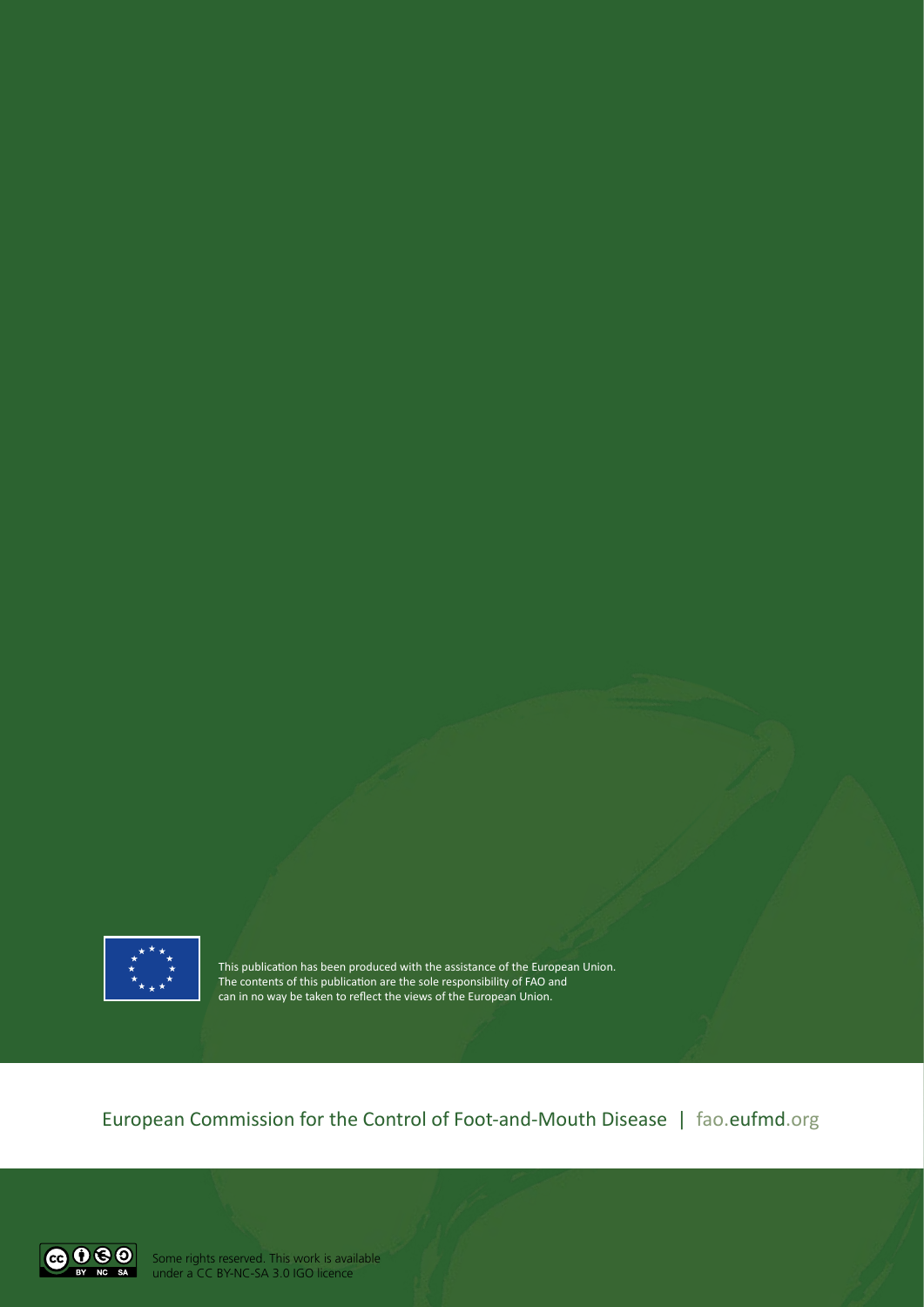This publication has been produced with the assistance of the European Union. The contents of this publication are the sole responsibility of FAO and can in no way be taken to reflect the views of the European Union.

European Commission for the Control of Foot-and-Mouth Disease | fao.eufmd.org

Some rights reserved. This work is available under a CC BY-NC-SA 3.0 IGO licence